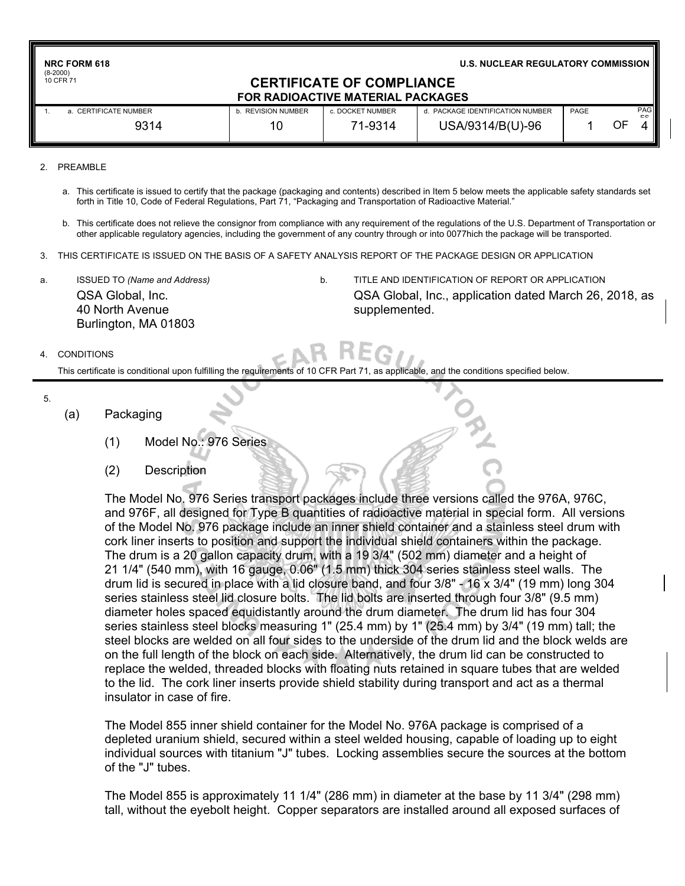NRC FORM 618
(8-2000)
10 CFR 71

**U.S. NUCLEAR REGULATORY COMMISSION**

# CERTIFICATE OF COMPLIANCE
## FOR RADIOACTIVE MATERIAL PACKAGES

| 1. a. CERTIFICATE NUMBER | b. REVISION NUMBER | c. DOCKET NUMBER | d. PACKAGE IDENTIFICATION NUMBER | PAGE | PAGES |
|---|---|---|---|---|---|
| 9314 | 10 | 71-9314 | USA/9314/B(U)-96 | 1 OF | 4 |

2. PREAMBLE

   a. This certificate is issued to certify that the package (packaging and contents) described in Item 5 below meets the applicable safety standards set forth in Title 10, Code of Federal Regulations, Part 71, "Packaging and Transportation of Radioactive Material."

   b. This certificate does not relieve the consignor from compliance with any requirement of the regulations of the U.S. Department of Transportation or other applicable regulatory agencies, including the government of any country through or into 0077hich the package will be transported.

3. THIS CERTIFICATE IS ISSUED ON THE BASIS OF A SAFETY ANALYSIS REPORT OF THE PACKAGE DESIGN OR APPLICATION

a. ISSUED TO *(Name and Address)*
QSA Global, Inc.
40 North Avenue
Burlington, MA 01803

b. TITLE AND IDENTIFICATION OF REPORT OR APPLICATION
QSA Global, Inc., application dated March 26, 2018, as supplemented.

4. CONDITIONS

This certificate is conditional upon fulfilling the requirements of 10 CFR Part 71, as applicable, and the conditions specified below.

5.

(a) Packaging

(1) Model No.: 976 Series

(2) Description

The Model No. 976 Series transport packages include three versions called the 976A, 976C, and 976F, all designed for Type B quantities of radioactive material in special form. All versions of the Model No. 976 package include an inner shield container and a stainless steel drum with cork liner inserts to position and support the individual shield containers within the package. The drum is a 20 gallon capacity drum, with a 19 3/4" (502 mm) diameter and a height of 21 1/4" (540 mm), with 16 gauge, 0.06" (1.5 mm) thick 304 series stainless steel walls. The drum lid is secured in place with a lid closure band, and four 3/8" - 16 x 3/4" (19 mm) long 304 series stainless steel lid closure bolts. The lid bolts are inserted through four 3/8" (9.5 mm) diameter holes spaced equidistantly around the drum diameter. The drum lid has four 304 series stainless steel blocks measuring 1" (25.4 mm) by 1" (25.4 mm) by 3/4" (19 mm) tall; the steel blocks are welded on all four sides to the underside of the drum lid and the block welds are on the full length of the block on each side. Alternatively, the drum lid can be constructed to replace the welded, threaded blocks with floating nuts retained in square tubes that are welded to the lid. The cork liner inserts provide shield stability during transport and act as a thermal insulator in case of fire.

The Model 855 inner shield container for the Model No. 976A package is comprised of a depleted uranium shield, secured within a steel welded housing, capable of loading up to eight individual sources with titanium "J" tubes. Locking assemblies secure the sources at the bottom of the "J" tubes.

The Model 855 is approximately 11 1/4" (286 mm) in diameter at the base by 11 3/4" (298 mm) tall, without the eyebolt height. Copper separators are installed around all exposed surfaces of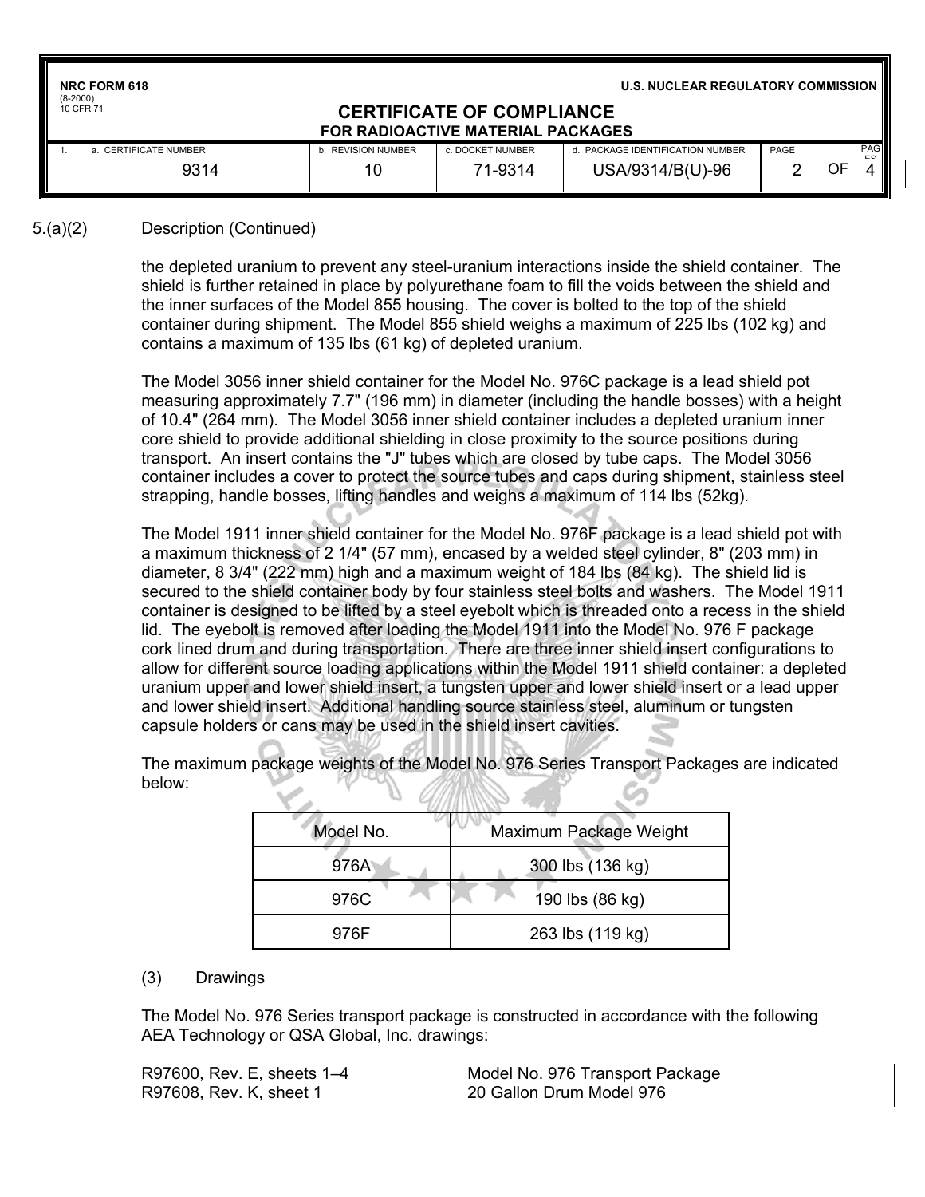5.(a)(2) Description (Continued)

the depleted uranium to prevent any steel-uranium interactions inside the shield container. The shield is further retained in place by polyurethane foam to fill the voids between the shield and the inner surfaces of the Model 855 housing. The cover is bolted to the top of the shield container during shipment. The Model 855 shield weighs a maximum of 225 lbs (102 kg) and contains a maximum of 135 lbs (61 kg) of depleted uranium.

The Model 3056 inner shield container for the Model No. 976C package is a lead shield pot measuring approximately 7.7" (196 mm) in diameter (including the handle bosses) with a height of 10.4" (264 mm). The Model 3056 inner shield container includes a depleted uranium inner core shield to provide additional shielding in close proximity to the source positions during transport. An insert contains the "J" tubes which are closed by tube caps. The Model 3056 container includes a cover to protect the source tubes and caps during shipment, stainless steel strapping, handle bosses, lifting handles and weighs a maximum of 114 lbs (52kg).

The Model 1911 inner shield container for the Model No. 976F package is a lead shield pot with a maximum thickness of 2 1/4" (57 mm), encased by a welded steel cylinder, 8" (203 mm) in diameter, 8 3/4" (222 mm) high and a maximum weight of 184 lbs (84 kg). The shield lid is secured to the shield container body by four stainless steel bolts and washers. The Model 1911 container is designed to be lifted by a steel eyebolt which is threaded onto a recess in the shield lid. The eyebolt is removed after loading the Model 1911 into the Model No. 976 F package cork lined drum and during transportation. There are three inner shield insert configurations to allow for different source loading applications within the Model 1911 shield container: a depleted uranium upper and lower shield insert, a tungsten upper and lower shield insert or a lead upper and lower shield insert. Additional handling source stainless steel, aluminum or tungsten capsule holders or cans may be used in the shield insert cavities.

The maximum package weights of the Model No. 976 Series Transport Packages are indicated below:

| Model No. | Maximum Package Weight |
|---|---|
| 976A | 300 lbs (136 kg) |
| 976C | 190 lbs (86 kg) |
| 976F | 263 lbs (119 kg) |

(3) Drawings

The Model No. 976 Series transport package is constructed in accordance with the following AEA Technology or QSA Global, Inc. drawings:

R97600, Rev. E, sheets 1–4 — Model No. 976 Transport Package
R97608, Rev. K, sheet 1 — 20 Gallon Drum Model 976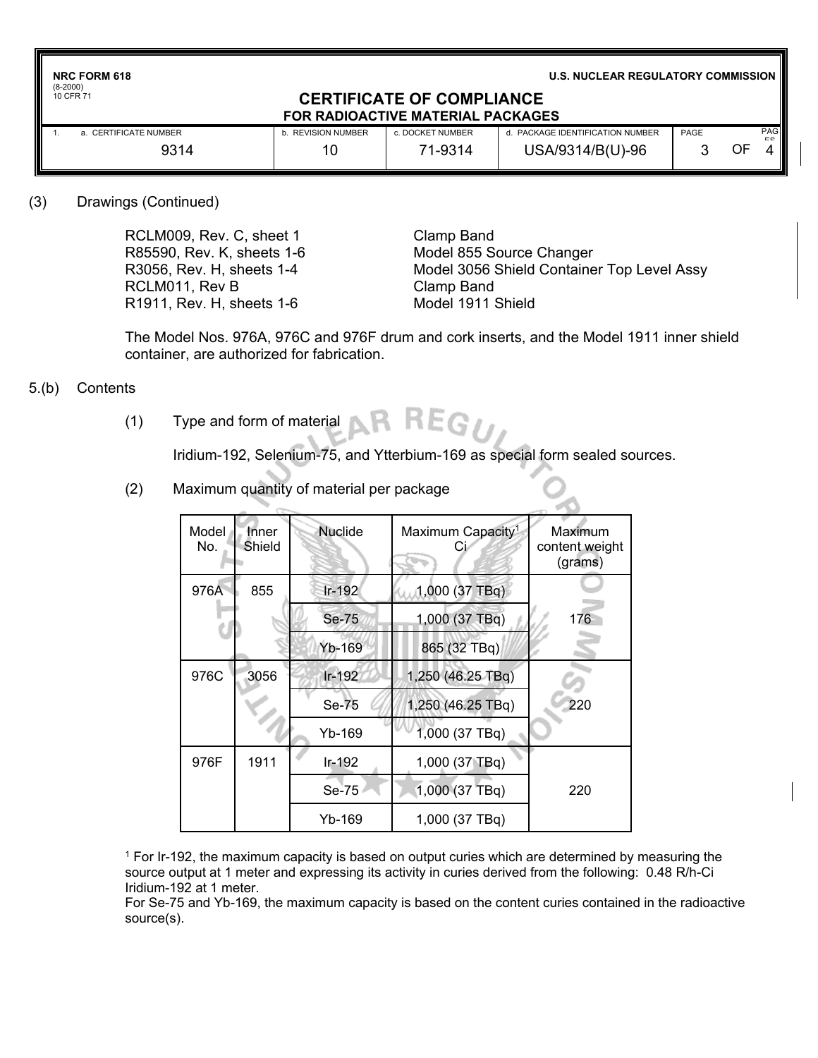(3) Drawings (Continued)

| | |
|---|---|
| RCLM009, Rev. C, sheet 1 | Clamp Band |
| R85590, Rev. K, sheets 1-6 | Model 855 Source Changer |
| R3056, Rev. H, sheets 1-4 | Model 3056 Shield Container Top Level Assy |
| RCLM011, Rev B | Clamp Band |
| R1911, Rev. H, sheets 1-6 | Model 1911 Shield |

The Model Nos. 976A, 976C and 976F drum and cork inserts, and the Model 1911 inner shield container, are authorized for fabrication.

5.(b) Contents

(1) Type and form of material

Iridium-192, Selenium-75, and Ytterbium-169 as special form sealed sources.

(2) Maximum quantity of material per package

| Model No. | Inner Shield | Nuclide | Maximum Capacity[1] Ci | Maximum content weight (grams) |
|---|---|---|---|---|
| 976A | 855 | Ir-192 | 1,000 (37 TBq) | 176 |
| | | Se-75 | 1,000 (37 TBq) | |
| | | Yb-169 | 865 (32 TBq) | |
| 976C | 3056 | Ir-192 | 1,250 (46.25 TBq) | 220 |
| | | Se-75 | 1,250 (46.25 TBq) | |
| | | Yb-169 | 1,000 (37 TBq) | |
| 976F | 1911 | Ir-192 | 1,000 (37 TBq) | 220 |
| | | Se-75 | 1,000 (37 TBq) | |
| | | Yb-169 | 1,000 (37 TBq) | |

[1] For Ir-192, the maximum capacity is based on output curies which are determined by measuring the source output at 1 meter and expressing its activity in curies derived from the following: 0.48 R/h-Ci Iridium-192 at 1 meter.
For Se-75 and Yb-169, the maximum capacity is based on the content curies contained in the radioactive source(s).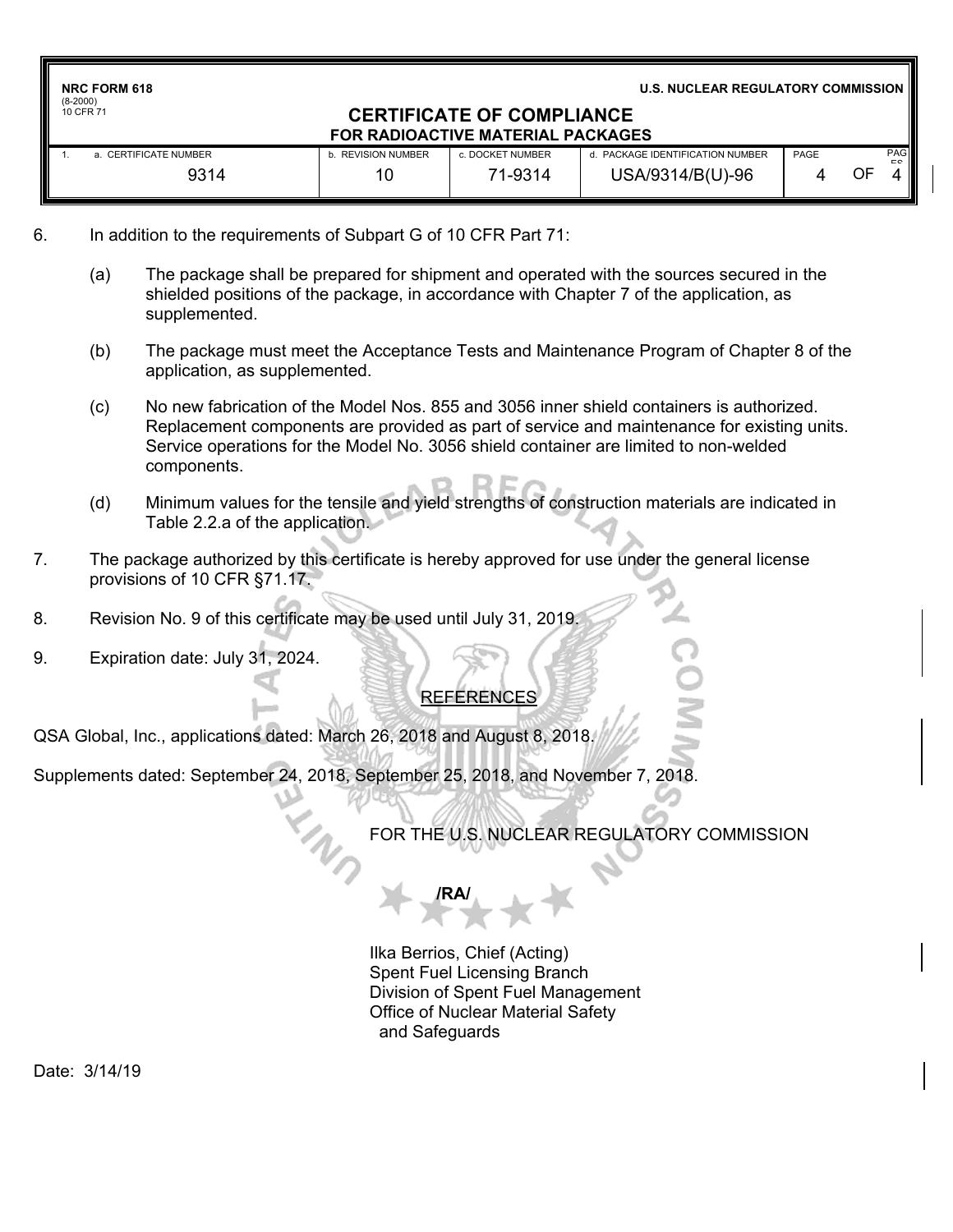6. In addition to the requirements of Subpart G of 10 CFR Part 71:

   (a) The package shall be prepared for shipment and operated with the sources secured in the shielded positions of the package, in accordance with Chapter 7 of the application, as supplemented.

   (b) The package must meet the Acceptance Tests and Maintenance Program of Chapter 8 of the application, as supplemented.

   (c) No new fabrication of the Model Nos. 855 and 3056 inner shield containers is authorized. Replacement components are provided as part of service and maintenance for existing units. Service operations for the Model No. 3056 shield container are limited to non-welded components.

   (d) Minimum values for the tensile and yield strengths of construction materials are indicated in Table 2.2.a of the application.

7. The package authorized by this certificate is hereby approved for use under the general license provisions of 10 CFR §71.17.

8. Revision No. 9 of this certificate may be used until July 31, 2019.

9. Expiration date: July 31, 2024.

## REFERENCES

QSA Global, Inc., applications dated: March 26, 2018 and August 8, 2018.

Supplements dated: September 24, 2018, September 25, 2018, and November 7, 2018.

FOR THE U.S. NUCLEAR REGULATORY COMMISSION

/RA/

Ilka Berrios, Chief (Acting)
Spent Fuel Licensing Branch
Division of Spent Fuel Management
Office of Nuclear Material Safety
and Safeguards

Date: 3/14/19